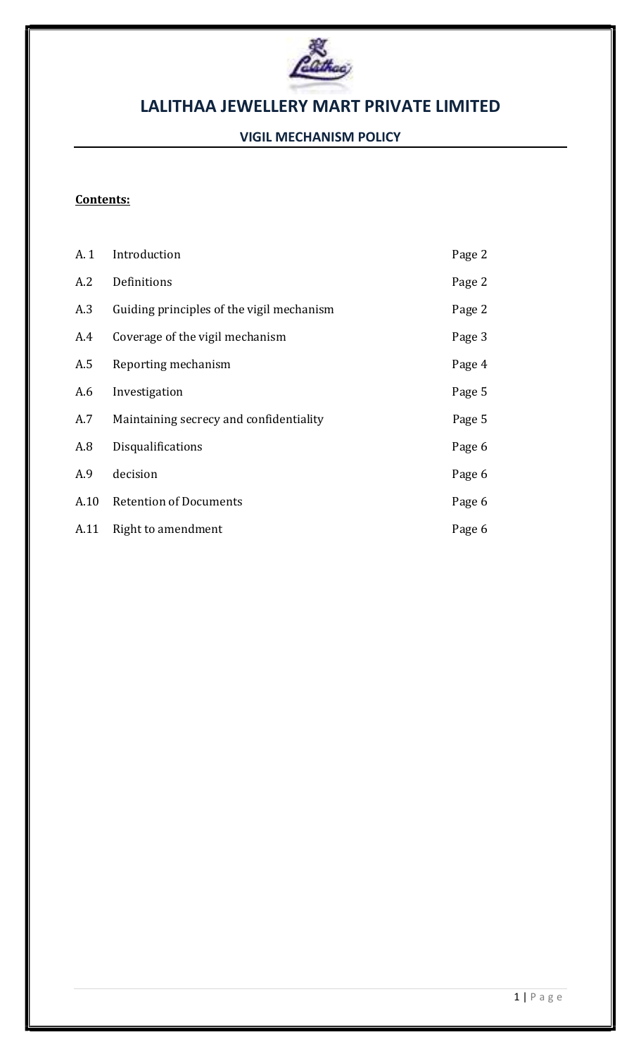# LALITHAA JEWELLERY MART PRIVATE LIMITED

## VIGIL MECHANISM POLICY

**Contents:**

| | | |
|---|---|---|
| A. 1 | Introduction | Page 2 |
| A.2 | Definitions | Page 2 |
| A.3 | Guiding principles of the vigil mechanism | Page 2 |
| A.4 | Coverage of the vigil mechanism | Page 3 |
| A.5 | Reporting mechanism | Page 4 |
| A.6 | Investigation | Page 5 |
| A.7 | Maintaining secrecy and confidentiality | Page 5 |
| A.8 | Disqualifications | Page 6 |
| A.9 | decision | Page 6 |
| A.10 | Retention of Documents | Page 6 |
| A.11 | Right to amendment | Page 6 |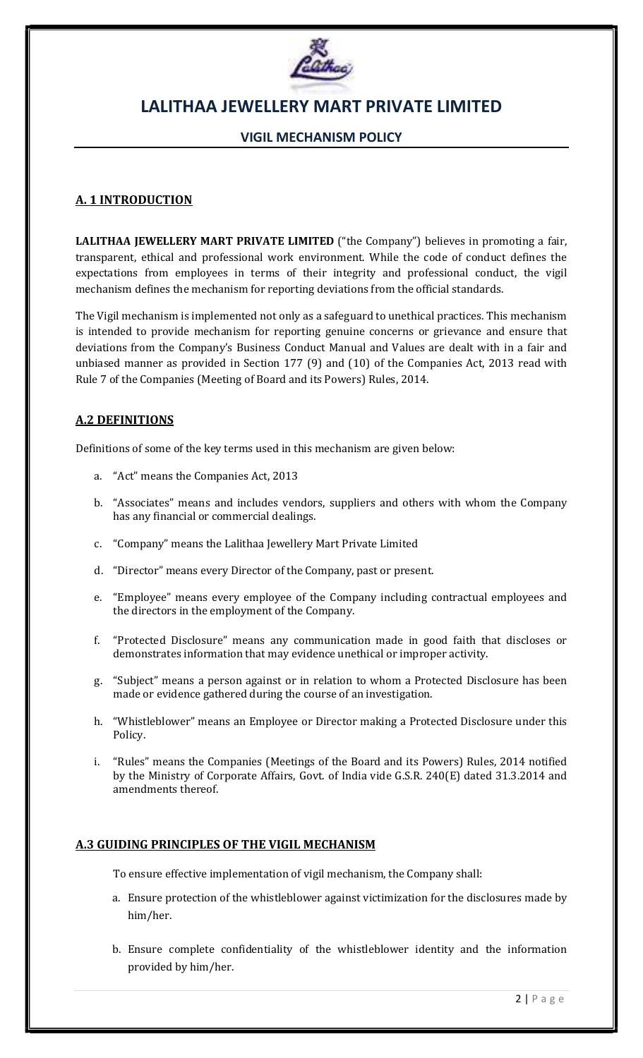# LALITHAA JEWELLERY MART PRIVATE LIMITED

## VIGIL MECHANISM POLICY

### A. 1 INTRODUCTION

**LALITHAA JEWELLERY MART PRIVATE LIMITED** ("the Company") believes in promoting a fair, transparent, ethical and professional work environment. While the code of conduct defines the expectations from employees in terms of their integrity and professional conduct, the vigil mechanism defines the mechanism for reporting deviations from the official standards.

The Vigil mechanism is implemented not only as a safeguard to unethical practices. This mechanism is intended to provide mechanism for reporting genuine concerns or grievance and ensure that deviations from the Company's Business Conduct Manual and Values are dealt with in a fair and unbiased manner as provided in Section 177 (9) and (10) of the Companies Act, 2013 read with Rule 7 of the Companies (Meeting of Board and its Powers) Rules, 2014.

### A.2 DEFINITIONS

Definitions of some of the key terms used in this mechanism are given below:

a. "Act" means the Companies Act, 2013

b. "Associates" means and includes vendors, suppliers and others with whom the Company has any financial or commercial dealings.

c. "Company" means the Lalithaa Jewellery Mart Private Limited

d. "Director" means every Director of the Company, past or present.

e. "Employee" means every employee of the Company including contractual employees and the directors in the employment of the Company.

f. "Protected Disclosure" means any communication made in good faith that discloses or demonstrates information that may evidence unethical or improper activity.

g. "Subject" means a person against or in relation to whom a Protected Disclosure has been made or evidence gathered during the course of an investigation.

h. "Whistleblower" means an Employee or Director making a Protected Disclosure under this Policy.

i. "Rules" means the Companies (Meetings of the Board and its Powers) Rules, 2014 notified by the Ministry of Corporate Affairs, Govt. of India vide G.S.R. 240(E) dated 31.3.2014 and amendments thereof.

### A.3 GUIDING PRINCIPLES OF THE VIGIL MECHANISM

To ensure effective implementation of vigil mechanism, the Company shall:

a. Ensure protection of the whistleblower against victimization for the disclosures made by him/her.

b. Ensure complete confidentiality of the whistleblower identity and the information provided by him/her.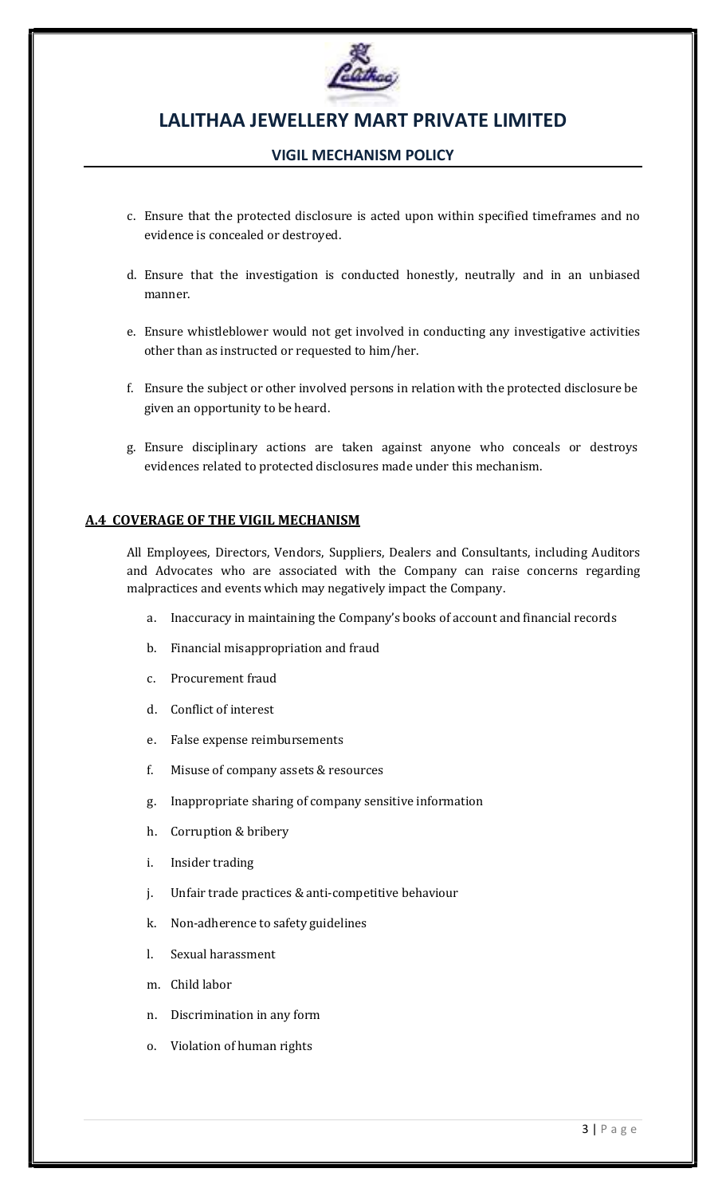c. Ensure that the protected disclosure is acted upon within specified timeframes and no evidence is concealed or destroyed.

d. Ensure that the investigation is conducted honestly, neutrally and in an unbiased manner.

e. Ensure whistleblower would not get involved in conducting any investigative activities other than as instructed or requested to him/her.

f. Ensure the subject or other involved persons in relation with the protected disclosure be given an opportunity to be heard.

g. Ensure disciplinary actions are taken against anyone who conceals or destroys evidences related to protected disclosures made under this mechanism.

## A.4 COVERAGE OF THE VIGIL MECHANISM

All Employees, Directors, Vendors, Suppliers, Dealers and Consultants, including Auditors and Advocates who are associated with the Company can raise concerns regarding malpractices and events which may negatively impact the Company.

a. Inaccuracy in maintaining the Company's books of account and financial records

b. Financial misappropriation and fraud

c. Procurement fraud

d. Conflict of interest

e. False expense reimbursements

f. Misuse of company assets & resources

g. Inappropriate sharing of company sensitive information

h. Corruption & bribery

i. Insider trading

j. Unfair trade practices & anti-competitive behaviour

k. Non-adherence to safety guidelines

l. Sexual harassment

m. Child labor

n. Discrimination in any form

o. Violation of human rights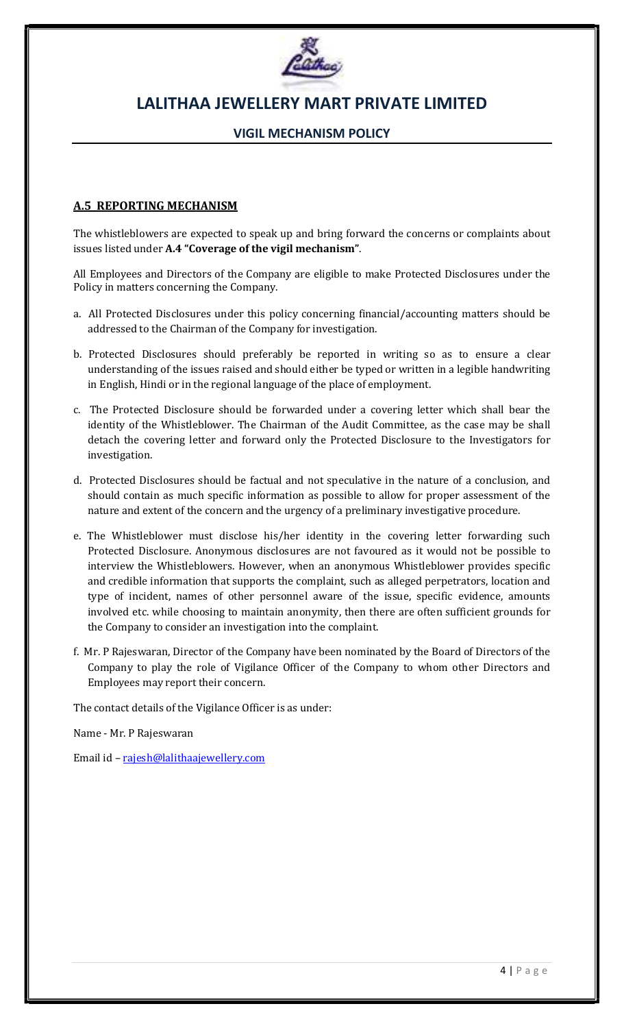## A.5 REPORTING MECHANISM

The whistleblowers are expected to speak up and bring forward the concerns or complaints about issues listed under **A.4 "Coverage of the vigil mechanism"**.

All Employees and Directors of the Company are eligible to make Protected Disclosures under the Policy in matters concerning the Company.

a. All Protected Disclosures under this policy concerning financial/accounting matters should be addressed to the Chairman of the Company for investigation.

b. Protected Disclosures should preferably be reported in writing so as to ensure a clear understanding of the issues raised and should either be typed or written in a legible handwriting in English, Hindi or in the regional language of the place of employment.

c. The Protected Disclosure should be forwarded under a covering letter which shall bear the identity of the Whistleblower. The Chairman of the Audit Committee, as the case may be shall detach the covering letter and forward only the Protected Disclosure to the Investigators for investigation.

d. Protected Disclosures should be factual and not speculative in the nature of a conclusion, and should contain as much specific information as possible to allow for proper assessment of the nature and extent of the concern and the urgency of a preliminary investigative procedure.

e. The Whistleblower must disclose his/her identity in the covering letter forwarding such Protected Disclosure. Anonymous disclosures are not favoured as it would not be possible to interview the Whistleblowers. However, when an anonymous Whistleblower provides specific and credible information that supports the complaint, such as alleged perpetrators, location and type of incident, names of other personnel aware of the issue, specific evidence, amounts involved etc. while choosing to maintain anonymity, then there are often sufficient grounds for the Company to consider an investigation into the complaint.

f. Mr. P Rajeswaran, Director of the Company have been nominated by the Board of Directors of the Company to play the role of Vigilance Officer of the Company to whom other Directors and Employees may report their concern.

The contact details of the Vigilance Officer is as under:

Name - Mr. P Rajeswaran

Email id – rajesh@lalithaajewellery.com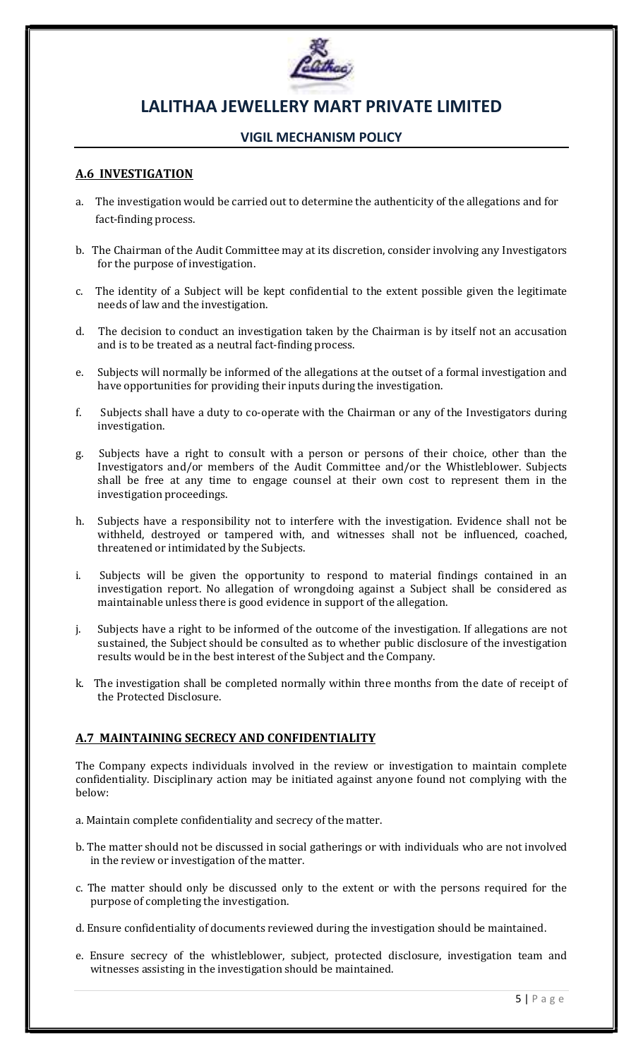### A.6 INVESTIGATION

a. The investigation would be carried out to determine the authenticity of the allegations and for fact-finding process.

b. The Chairman of the Audit Committee may at its discretion, consider involving any Investigators for the purpose of investigation.

c. The identity of a Subject will be kept confidential to the extent possible given the legitimate needs of law and the investigation.

d. The decision to conduct an investigation taken by the Chairman is by itself not an accusation and is to be treated as a neutral fact-finding process.

e. Subjects will normally be informed of the allegations at the outset of a formal investigation and have opportunities for providing their inputs during the investigation.

f. Subjects shall have a duty to co-operate with the Chairman or any of the Investigators during investigation.

g. Subjects have a right to consult with a person or persons of their choice, other than the Investigators and/or members of the Audit Committee and/or the Whistleblower. Subjects shall be free at any time to engage counsel at their own cost to represent them in the investigation proceedings.

h. Subjects have a responsibility not to interfere with the investigation. Evidence shall not be withheld, destroyed or tampered with, and witnesses shall not be influenced, coached, threatened or intimidated by the Subjects.

i. Subjects will be given the opportunity to respond to material findings contained in an investigation report. No allegation of wrongdoing against a Subject shall be considered as maintainable unless there is good evidence in support of the allegation.

j. Subjects have a right to be informed of the outcome of the investigation. If allegations are not sustained, the Subject should be consulted as to whether public disclosure of the investigation results would be in the best interest of the Subject and the Company.

k. The investigation shall be completed normally within three months from the date of receipt of the Protected Disclosure.

### A.7 MAINTAINING SECRECY AND CONFIDENTIALITY

The Company expects individuals involved in the review or investigation to maintain complete confidentiality. Disciplinary action may be initiated against anyone found not complying with the below:

a. Maintain complete confidentiality and secrecy of the matter.

b. The matter should not be discussed in social gatherings or with individuals who are not involved in the review or investigation of the matter.

c. The matter should only be discussed only to the extent or with the persons required for the purpose of completing the investigation.

d. Ensure confidentiality of documents reviewed during the investigation should be maintained.

e. Ensure secrecy of the whistleblower, subject, protected disclosure, investigation team and witnesses assisting in the investigation should be maintained.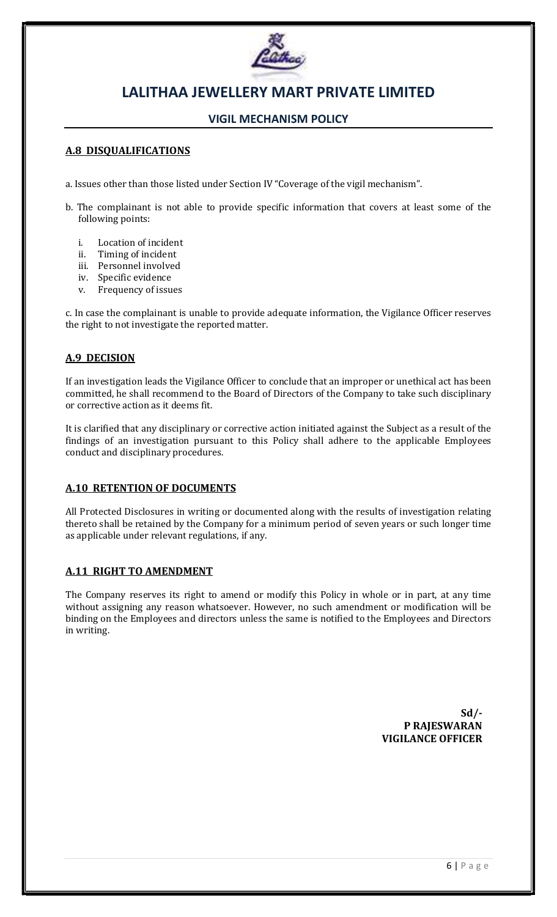## A.8 DISQUALIFICATIONS

a. Issues other than those listed under Section IV "Coverage of the vigil mechanism".

b. The complainant is not able to provide specific information that covers at least some of the following points:

   i. Location of incident
   ii. Timing of incident
   iii. Personnel involved
   iv. Specific evidence
   v. Frequency of issues

c. In case the complainant is unable to provide adequate information, the Vigilance Officer reserves the right to not investigate the reported matter.

## A.9 DECISION

If an investigation leads the Vigilance Officer to conclude that an improper or unethical act has been committed, he shall recommend to the Board of Directors of the Company to take such disciplinary or corrective action as it deems fit.

It is clarified that any disciplinary or corrective action initiated against the Subject as a result of the findings of an investigation pursuant to this Policy shall adhere to the applicable Employees conduct and disciplinary procedures.

## A.10 RETENTION OF DOCUMENTS

All Protected Disclosures in writing or documented along with the results of investigation relating thereto shall be retained by the Company for a minimum period of seven years or such longer time as applicable under relevant regulations, if any.

## A.11 RIGHT TO AMENDMENT

The Company reserves its right to amend or modify this Policy in whole or in part, at any time without assigning any reason whatsoever. However, no such amendment or modification will be binding on the Employees and directors unless the same is notified to the Employees and Directors in writing.

**Sd/-**
**P RAJESWARAN**
**VIGILANCE OFFICER**